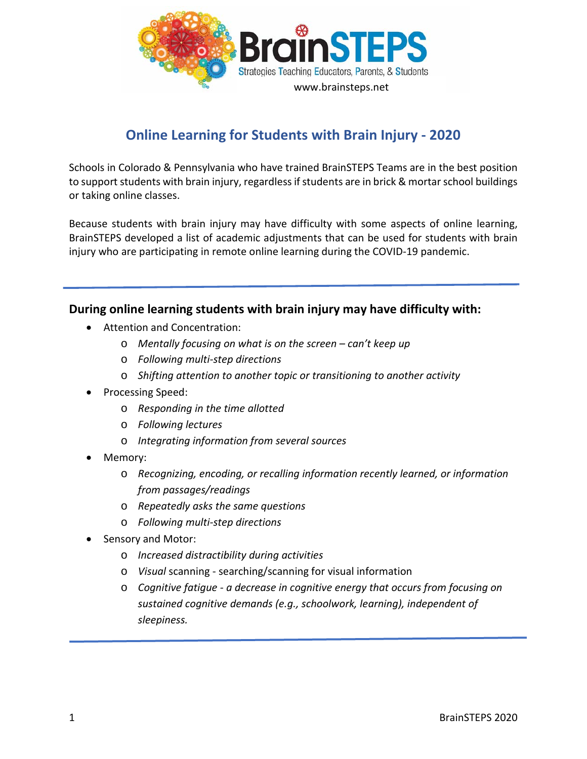BrainSTEPS

Strategies Teaching Educators, Parents, & Students

www.brainsteps.net

# Online Learning for Students with Brain Injury - 2020

Schools in Colorado & Pennsylvania who have trained BrainSTEPS Teams are in the best position to support students with brain injury, regardless if students are in brick & mortar school buildings or taking online classes.

Because students with brain injury may have difficulty with some aspects of online learning, BrainSTEPS developed a list of academic adjustments that can be used for students with brain injury who are participating in remote online learning during the COVID-19 pandemic.

---

## During online learning students with brain injury may have difficulty with:

- Attention and Concentration:
  - *Mentally focusing on what is on the screen – can't keep up*
  - *Following multi-step directions*
  - *Shifting attention to another topic or transitioning to another activity*
- Processing Speed:
  - *Responding in the time allotted*
  - *Following lectures*
  - *Integrating information from several sources*
- Memory:
  - *Recognizing, encoding, or recalling information recently learned, or information from passages/readings*
  - *Repeatedly asks the same questions*
  - *Following multi-step directions*
- Sensory and Motor:
  - *Increased distractibility during activities*
  - *Visual* scanning - searching/scanning for visual information
  - *Cognitive fatigue - a decrease in cognitive energy that occurs from focusing on sustained cognitive demands (e.g., schoolwork, learning), independent of sleepiness.*

---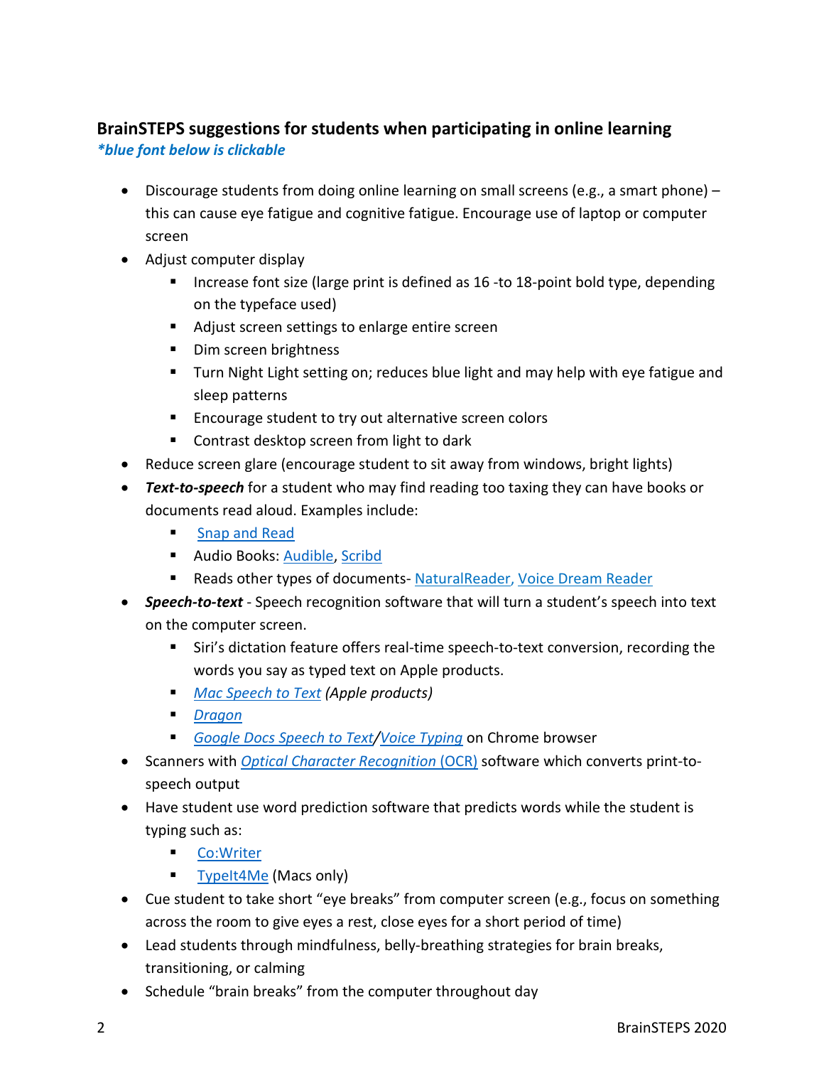## BrainSTEPS suggestions for students when participating in online learning

***blue font below is clickable***

- Discourage students from doing online learning on small screens (e.g., a smart phone) – this can cause eye fatigue and cognitive fatigue. Encourage use of laptop or computer screen
- Adjust computer display
  - Increase font size (large print is defined as 16 -to 18-point bold type, depending on the typeface used)
  - Adjust screen settings to enlarge entire screen
  - Dim screen brightness
  - Turn Night Light setting on; reduces blue light and may help with eye fatigue and sleep patterns
  - Encourage student to try out alternative screen colors
  - Contrast desktop screen from light to dark
- Reduce screen glare (encourage student to sit away from windows, bright lights)
- ***Text-to-speech*** for a student who may find reading too taxing they can have books or documents read aloud. Examples include:
  - Snap and Read
  - Audio Books: Audible, Scribd
  - Reads other types of documents- NaturalReader, Voice Dream Reader
- ***Speech-to-text*** - Speech recognition software that will turn a student's speech into text on the computer screen.
  - Siri's dictation feature offers real-time speech-to-text conversion, recording the words you say as typed text on Apple products.
  - *Mac Speech to Text (Apple products)*
  - *Dragon*
  - *Google Docs Speech to Text/Voice Typing* on Chrome browser
- Scanners with *Optical Character Recognition* (OCR) software which converts print-to-speech output
- Have student use word prediction software that predicts words while the student is typing such as:
  - Co:Writer
  - TypeIt4Me (Macs only)
- Cue student to take short "eye breaks" from computer screen (e.g., focus on something across the room to give eyes a rest, close eyes for a short period of time)
- Lead students through mindfulness, belly-breathing strategies for brain breaks, transitioning, or calming
- Schedule "brain breaks" from the computer throughout day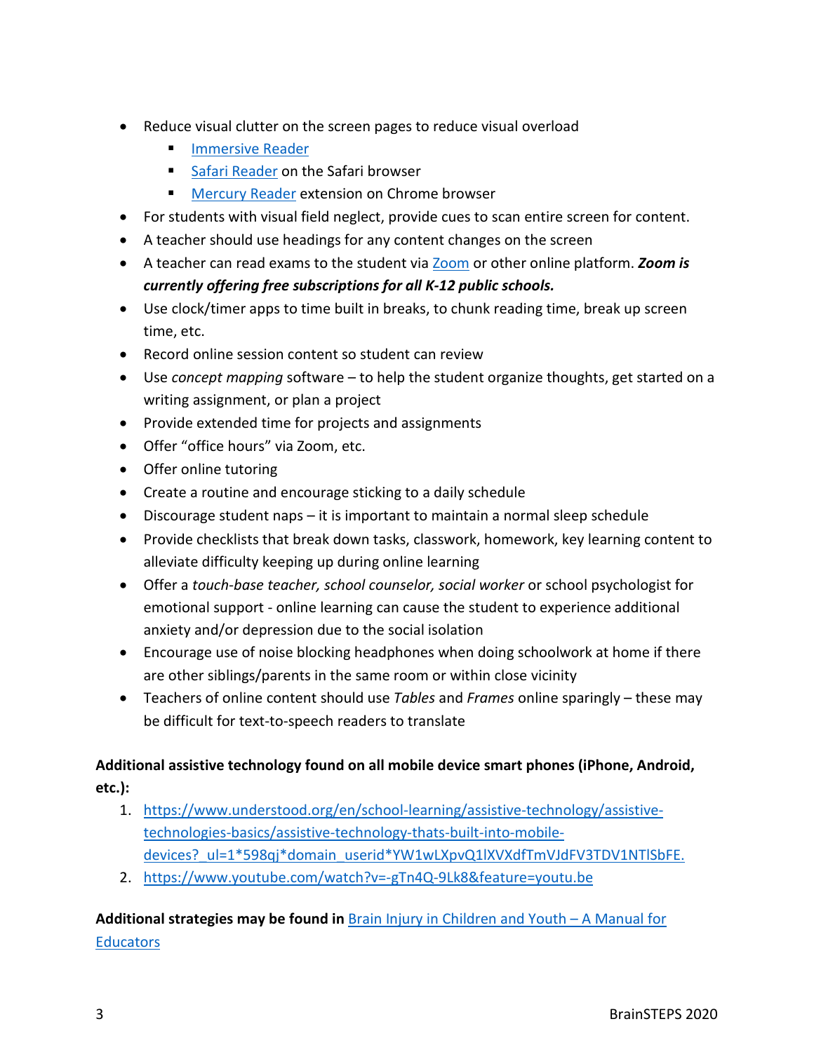- Reduce visual clutter on the screen pages to reduce visual overload
  - Immersive Reader
  - Safari Reader on the Safari browser
  - Mercury Reader extension on Chrome browser
- For students with visual field neglect, provide cues to scan entire screen for content.
- A teacher should use headings for any content changes on the screen
- A teacher can read exams to the student via Zoom or other online platform. ***Zoom is currently offering free subscriptions for all K-12 public schools.***
- Use clock/timer apps to time built in breaks, to chunk reading time, break up screen time, etc.
- Record online session content so student can review
- Use *concept mapping* software – to help the student organize thoughts, get started on a writing assignment, or plan a project
- Provide extended time for projects and assignments
- Offer "office hours" via Zoom, etc.
- Offer online tutoring
- Create a routine and encourage sticking to a daily schedule
- Discourage student naps – it is important to maintain a normal sleep schedule
- Provide checklists that break down tasks, classwork, homework, key learning content to alleviate difficulty keeping up during online learning
- Offer a *touch-base teacher, school counselor, social worker* or school psychologist for emotional support - online learning can cause the student to experience additional anxiety and/or depression due to the social isolation
- Encourage use of noise blocking headphones when doing schoolwork at home if there are other siblings/parents in the same room or within close vicinity
- Teachers of online content should use *Tables* and *Frames* online sparingly – these may be difficult for text-to-speech readers to translate

**Additional assistive technology found on all mobile device smart phones (iPhone, Android, etc.):**

1. https://www.understood.org/en/school-learning/assistive-technology/assistive-technologies-basics/assistive-technology-thats-built-into-mobile-devices?_ul=1*598qj*domain_userid*YW1wLXpvQ1lXVXdfTmVJdFV3TDV1NTlSbFE.
2. https://www.youtube.com/watch?v=-gTn4Q-9Lk8&feature=youtu.be

**Additional strategies may be found in** Brain Injury in Children and Youth – A Manual for Educators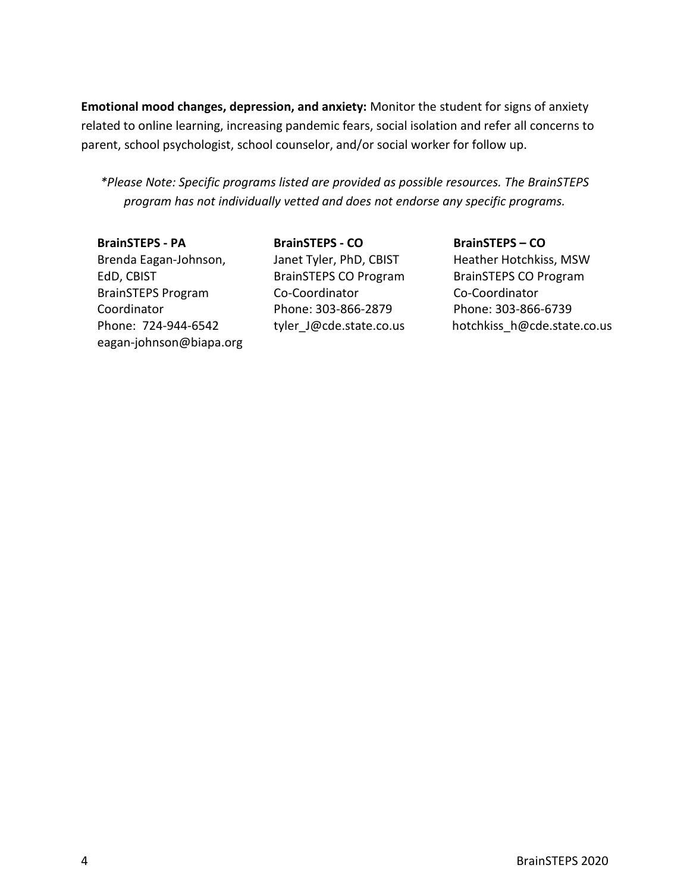**Emotional mood changes, depression, and anxiety:** Monitor the student for signs of anxiety related to online learning, increasing pandemic fears, social isolation and refer all concerns to parent, school psychologist, school counselor, and/or social worker for follow up.

*\*Please Note: Specific programs listed are provided as possible resources. The BrainSTEPS program has not individually vetted and does not endorse any specific programs.*

**BrainSTEPS - PA**
Brenda Eagan-Johnson, EdD, CBIST
BrainSTEPS Program Coordinator
Phone: 724-944-6542
eagan-johnson@biapa.org

**BrainSTEPS - CO**
Janet Tyler, PhD, CBIST
BrainSTEPS CO Program Co-Coordinator
Phone: 303-866-2879
tyler_J@cde.state.co.us

**BrainSTEPS – CO**
Heather Hotchkiss, MSW
BrainSTEPS CO Program Co-Coordinator
Phone: 303-866-6739
hotchkiss_h@cde.state.co.us